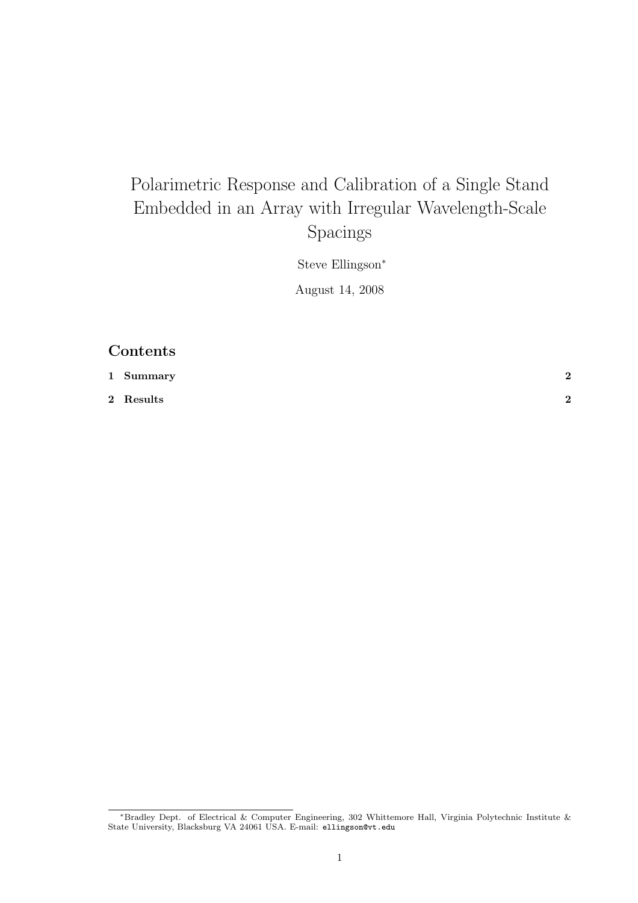# Polarimetric Response and Calibration of a Single Stand Embedded in an Array with Irregular Wavelength-Scale Spacings

Steve Ellingson*

August 14, 2008

## Contents

**1 Summary** **2**

**2 Results** **2**

*Bradley Dept. of Electrical & Computer Engineering, 302 Whittemore Hall, Virginia Polytechnic Institute & State University, Blacksburg VA 24061 USA. E-mail: `ellingson@vt.edu`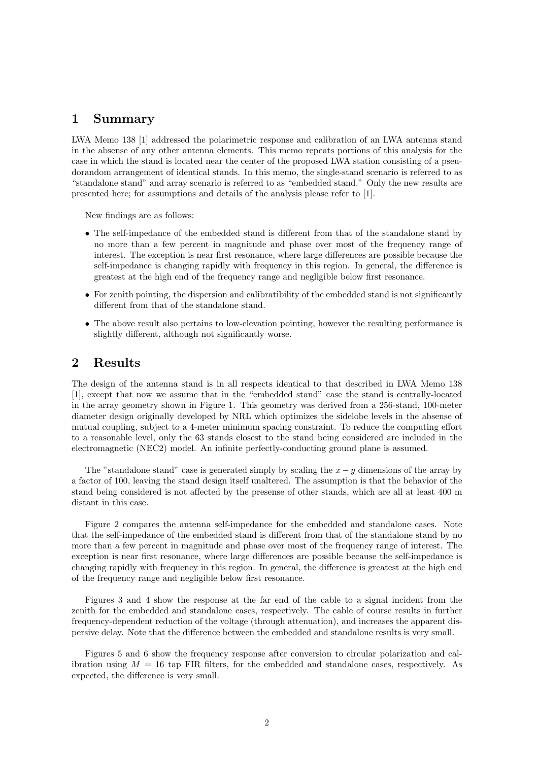# 1 Summary

LWA Memo 138 [1] addressed the polarimetric response and calibration of an LWA antenna stand in the absense of any other antenna elements. This memo repeats portions of this analysis for the case in which the stand is located near the center of the proposed LWA station consisting of a pseudorandom arrangement of identical stands. In this memo, the single-stand scenario is referred to as "standalone stand" and array scenario is referred to as "embedded stand." Only the new results are presented here; for assumptions and details of the analysis please refer to [1].

New findings are as follows:

- The self-impedance of the embedded stand is different from that of the standalone stand by no more than a few percent in magnitude and phase over most of the frequency range of interest. The exception is near first resonance, where large differences are possible because the self-impedance is changing rapidly with frequency in this region. In general, the difference is greatest at the high end of the frequency range and negligible below first resonance.
- For zenith pointing, the dispersion and calibratibility of the embedded stand is not significantly different from that of the standalone stand.
- The above result also pertains to low-elevation pointing, however the resulting performance is slightly different, although not significantly worse.

# 2 Results

The design of the antenna stand is in all respects identical to that described in LWA Memo 138 [1], except that now we assume that in the "embedded stand" case the stand is centrally-located in the array geometry shown in Figure 1. This geometry was derived from a 256-stand, 100-meter diameter design originally developed by NRL which optimizes the sidelobe levels in the absense of mutual coupling, subject to a 4-meter minimum spacing constraint. To reduce the computing effort to a reasonable level, only the 63 stands closest to the stand being considered are included in the electromagnetic (NEC2) model. An infinite perfectly-conducting ground plane is assumed.

The "standalone stand" case is generated simply by scaling the $x-y$ dimensions of the array by a factor of 100, leaving the stand design itself unaltered. The assumption is that the behavior of the stand being considered is not affected by the presense of other stands, which are all at least 400 m distant in this case.

Figure 2 compares the antenna self-impedance for the embedded and standalone cases. Note that the self-impedance of the embedded stand is different from that of the standalone stand by no more than a few percent in magnitude and phase over most of the frequency range of interest. The exception is near first resonance, where large differences are possible because the self-impedance is changing rapidly with frequency in this region. In general, the difference is greatest at the high end of the frequency range and negligible below first resonance.

Figures 3 and 4 show the response at the far end of the cable to a signal incident from the zenith for the embedded and standalone cases, respectively. The cable of course results in further frequency-dependent reduction of the voltage (through attenuation), and increases the apparent dispersive delay. Note that the difference between the embedded and standalone results is very small.

Figures 5 and 6 show the frequency response after conversion to circular polarization and calibration using $M = 16$ tap FIR filters, for the embedded and standalone cases, respectively. As expected, the difference is very small.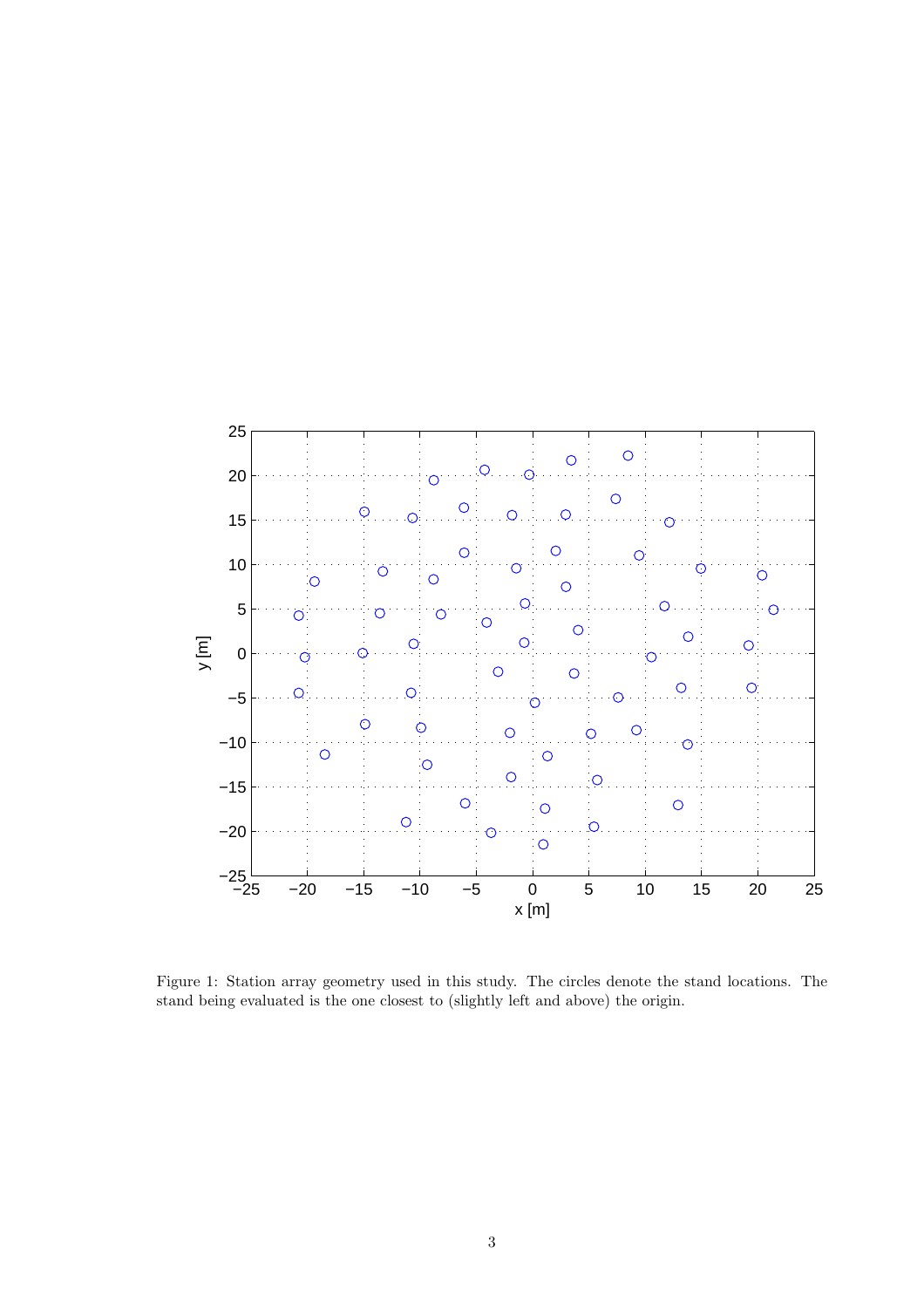Figure 1: Station array geometry used in this study. The circles denote the stand locations. The stand being evaluated is the one closest to (slightly left and above) the origin.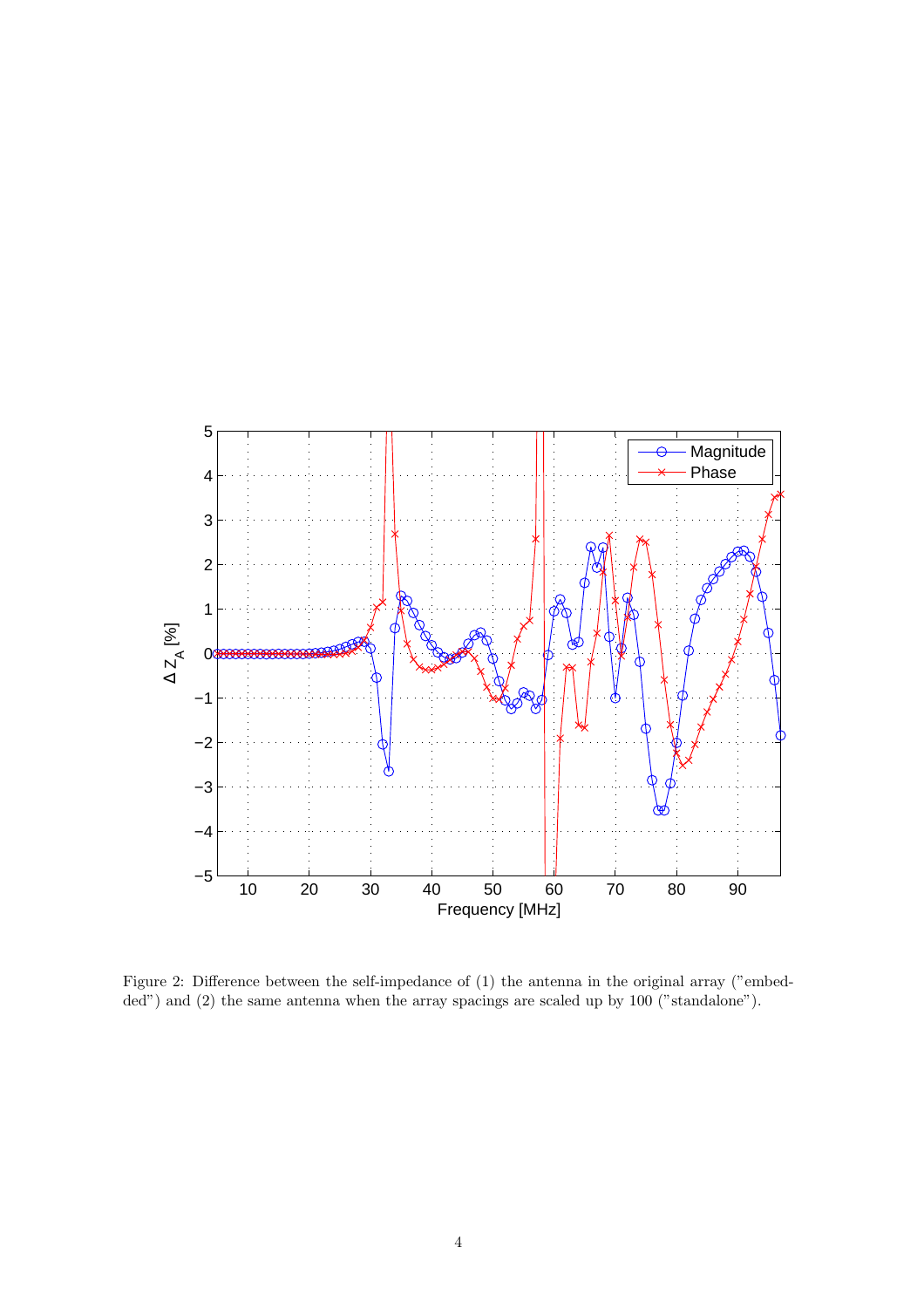Figure 2: Difference between the self-impedance of (1) the antenna in the original array ("embedded") and (2) the same antenna when the array spacings are scaled up by 100 ("standalone").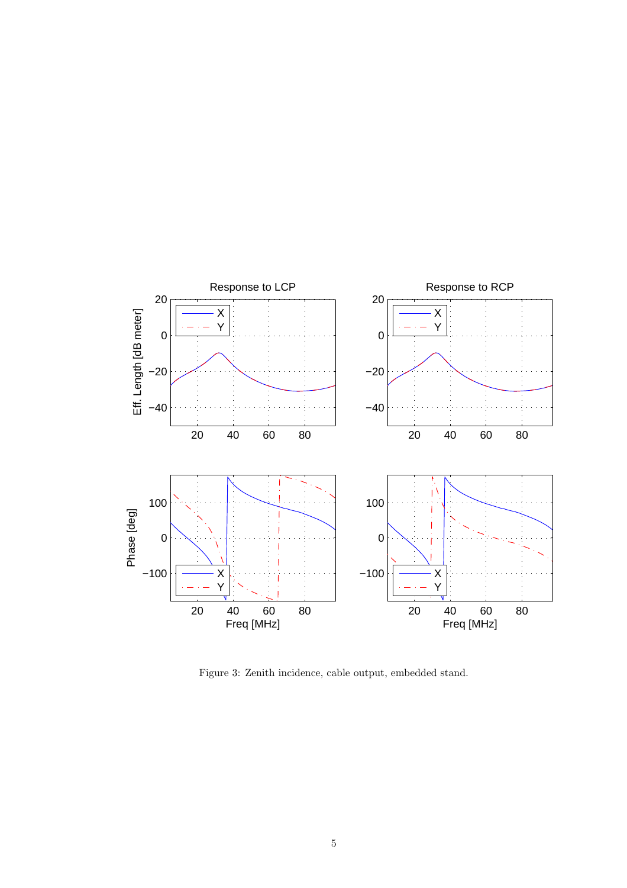Figure 3: Zenith incidence, cable output, embedded stand.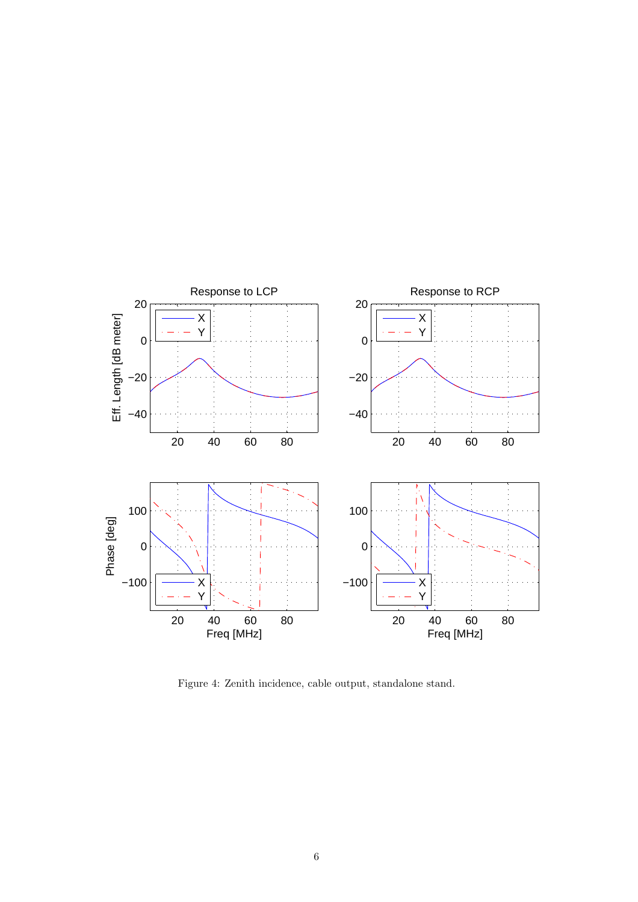Figure 4: Zenith incidence, cable output, standalone stand.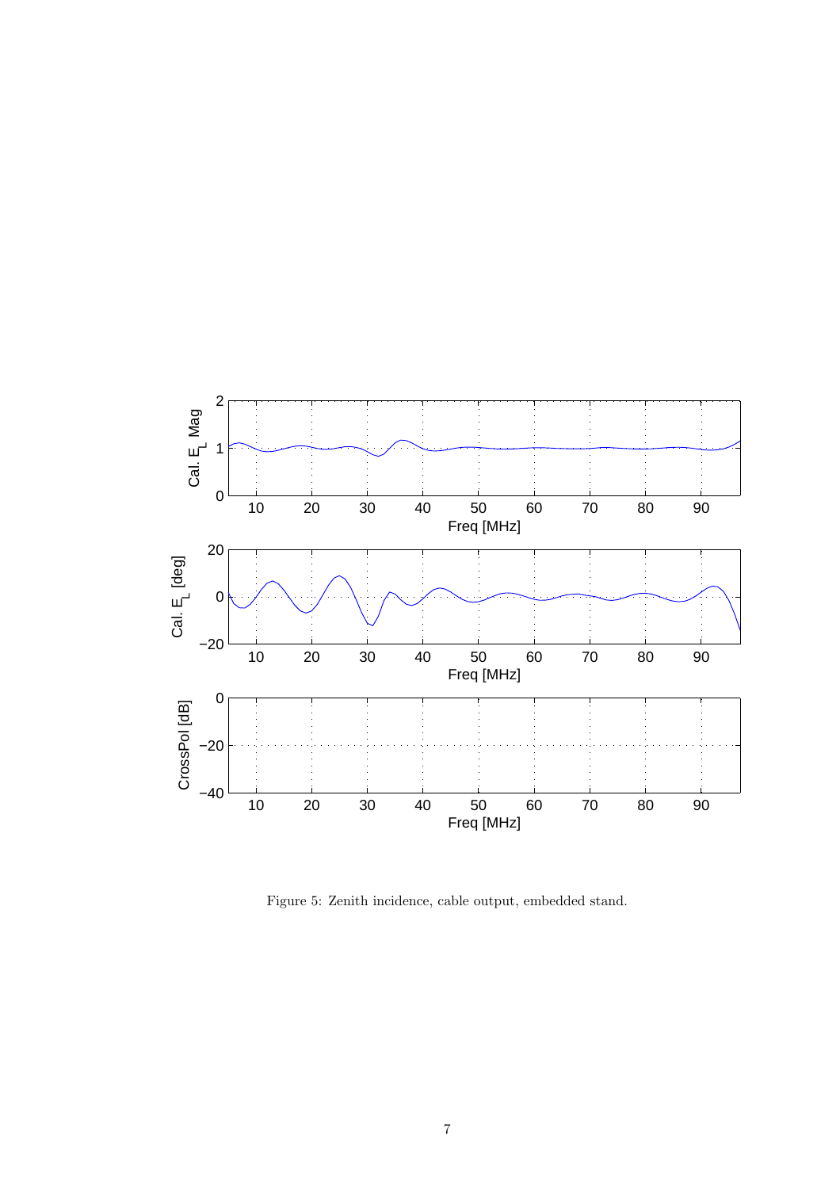Figure 5: Zenith incidence, cable output, embedded stand.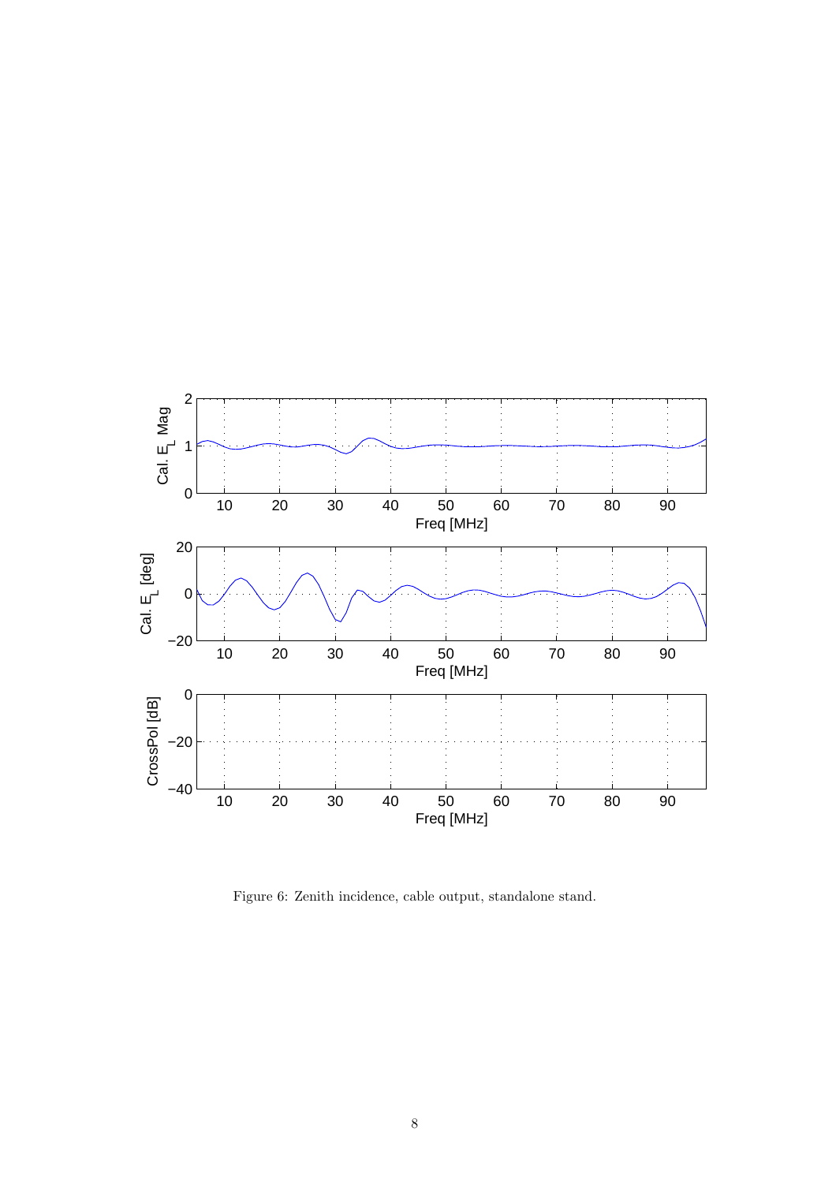Figure 6: Zenith incidence, cable output, standalone stand.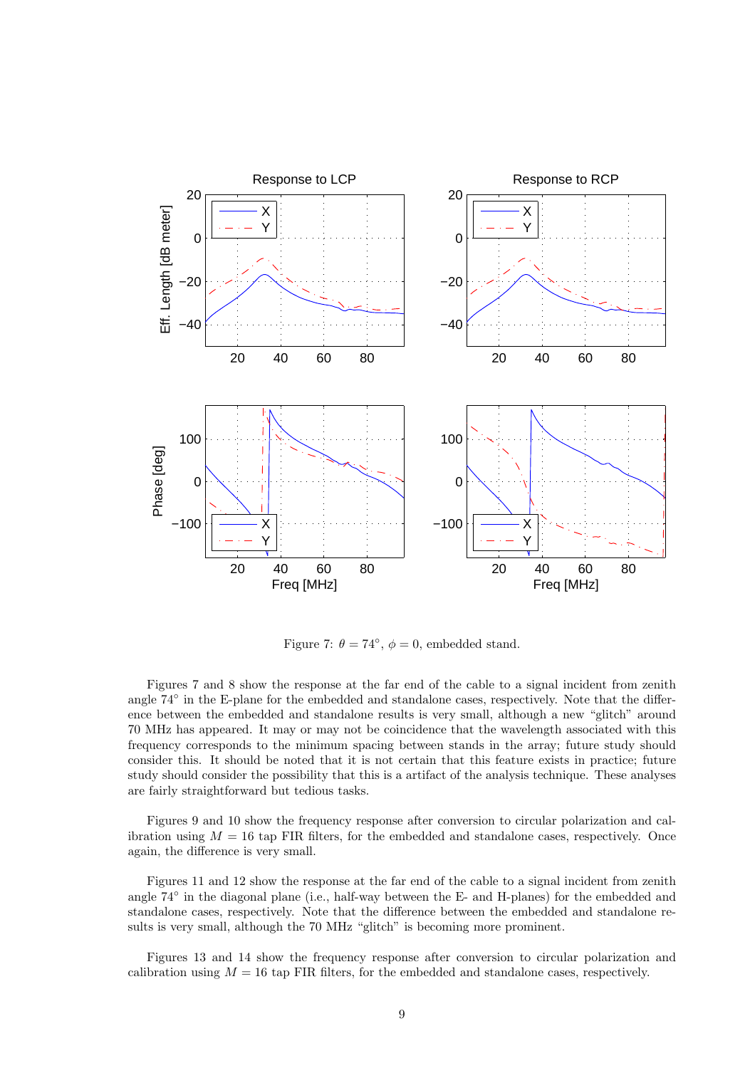Figure 7: $\theta = 74^{\circ}$, $\phi = 0$, embedded stand.

Figures 7 and 8 show the response at the far end of the cable to a signal incident from zenith angle $74^{\circ}$ in the E-plane for the embedded and standalone cases, respectively. Note that the difference between the embedded and standalone results is very small, although a new "glitch" around 70 MHz has appeared. It may or may not be coincidence that the wavelength associated with this frequency corresponds to the minimum spacing between stands in the array; future study should consider this. It should be noted that it is not certain that this feature exists in practice; future study should consider the possibility that this is a artifact of the analysis technique. These analyses are fairly straightforward but tedious tasks.

Figures 9 and 10 show the frequency response after conversion to circular polarization and calibration using $M = 16$ tap FIR filters, for the embedded and standalone cases, respectively. Once again, the difference is very small.

Figures 11 and 12 show the response at the far end of the cable to a signal incident from zenith angle $74^{\circ}$ in the diagonal plane (i.e., half-way between the E- and H-planes) for the embedded and standalone cases, respectively. Note that the difference between the embedded and standalone results is very small, although the 70 MHz "glitch" is becoming more prominent.

Figures 13 and 14 show the frequency response after conversion to circular polarization and calibration using $M = 16$ tap FIR filters, for the embedded and standalone cases, respectively.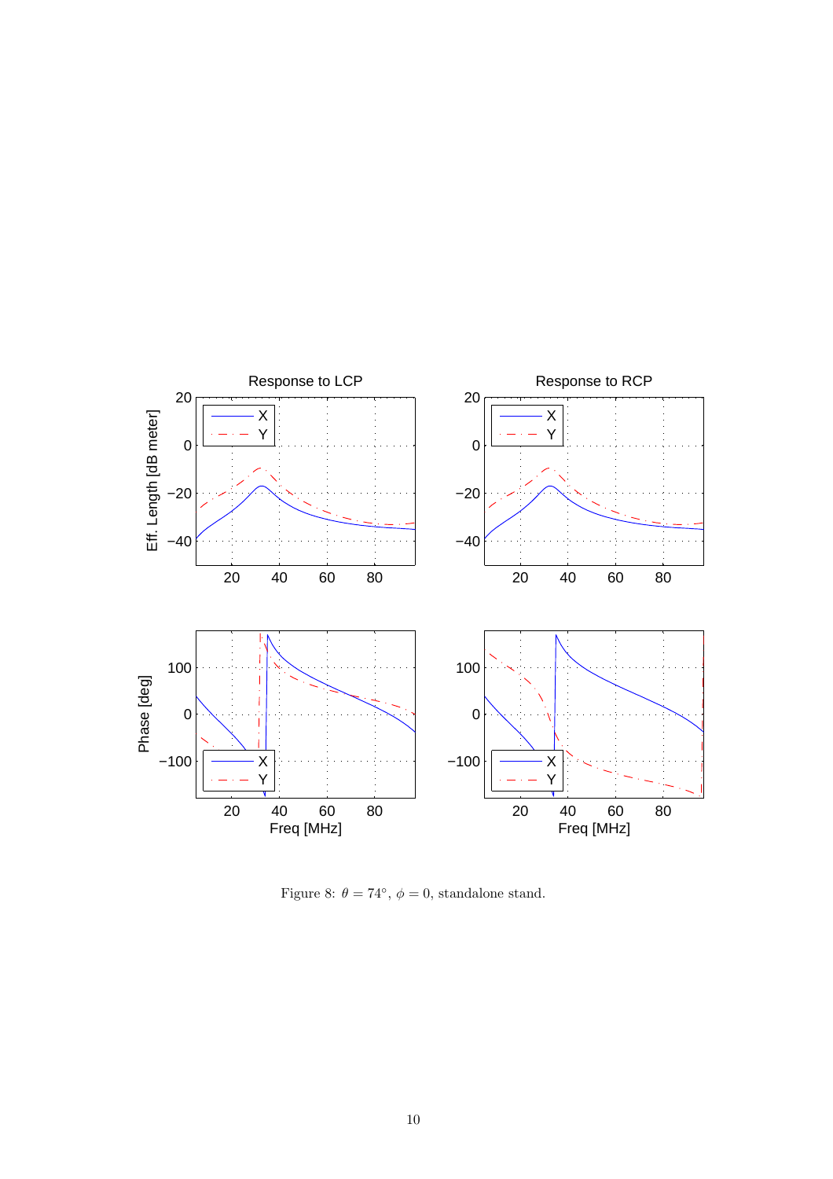Figure 8: $\theta = 74^{\circ}$, $\phi = 0$, standalone stand.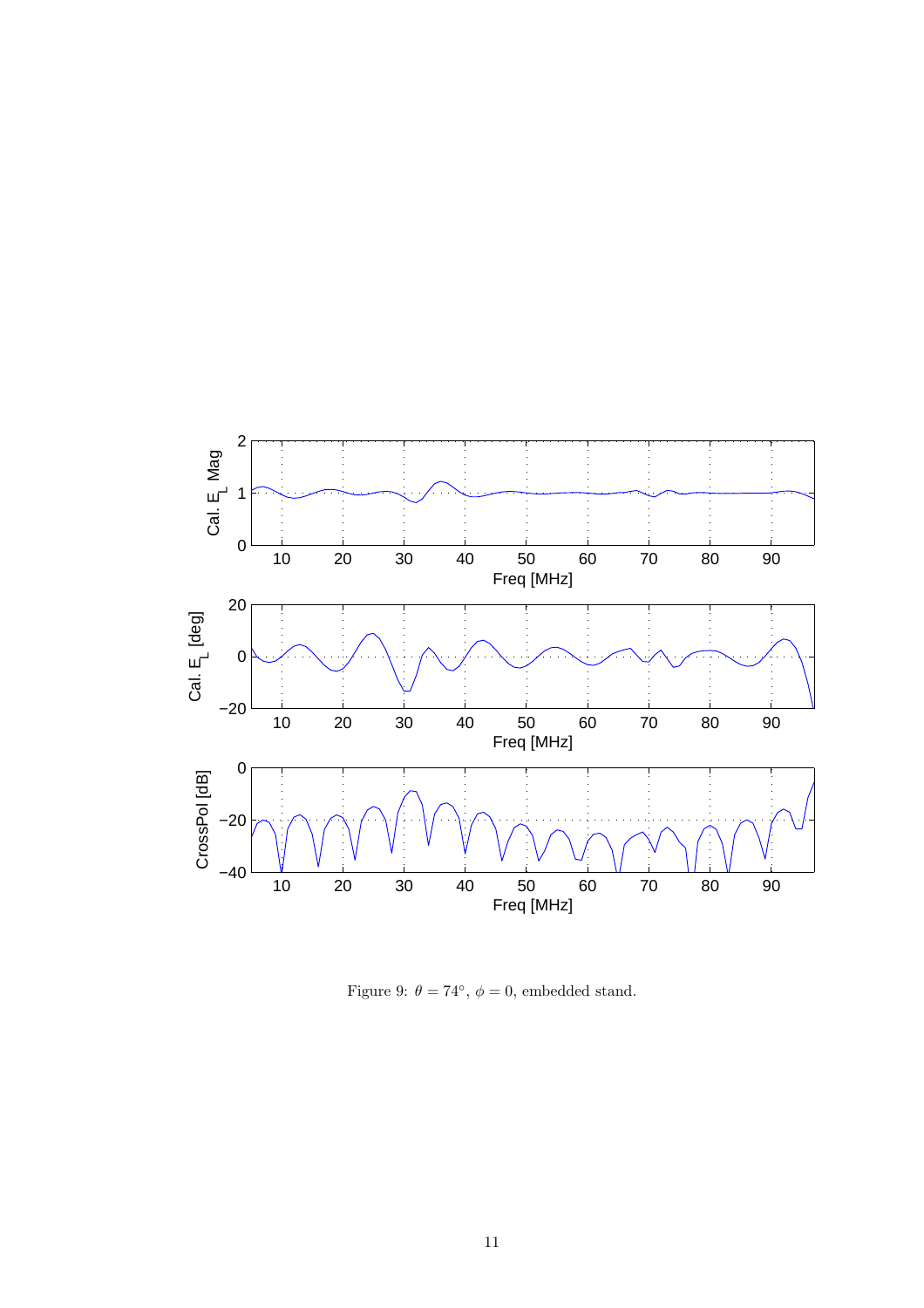Figure 9: $\theta = 74°$, $\phi = 0$, embedded stand.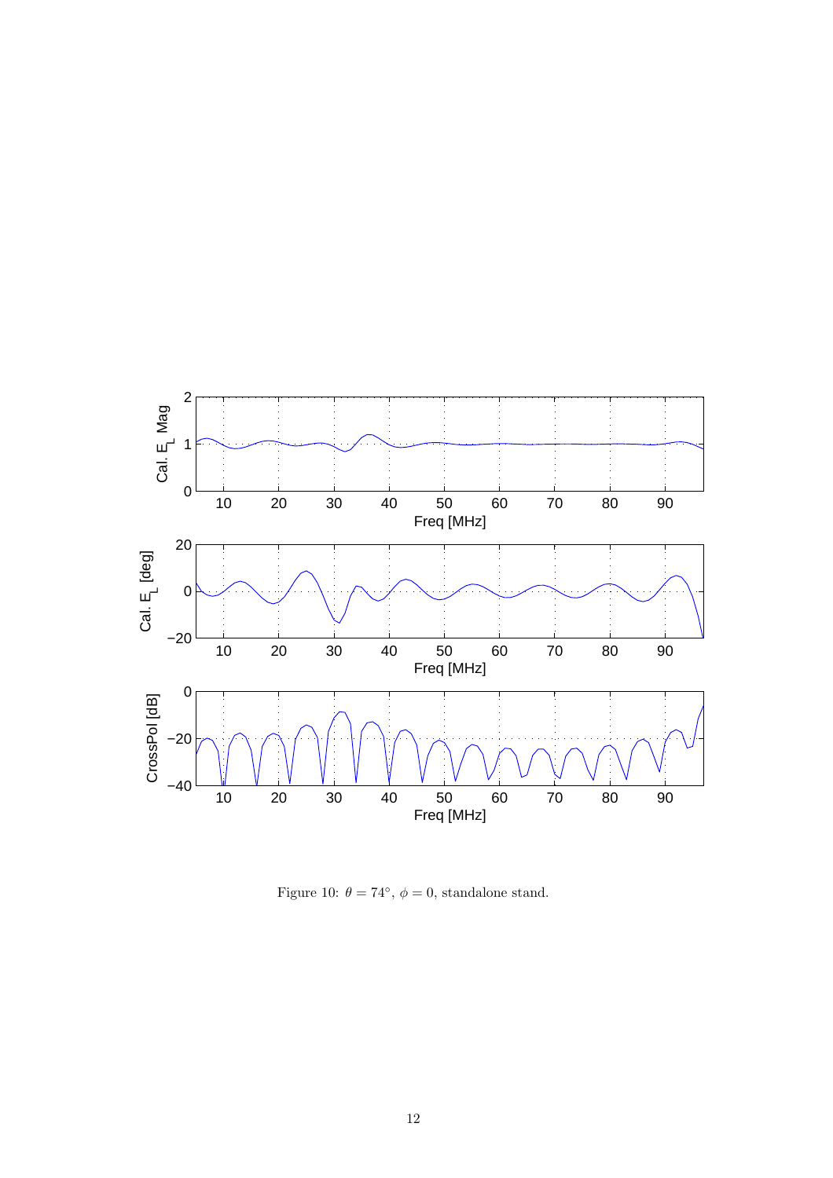Figure 10: $\theta = 74^{\circ}$, $\phi = 0$, standalone stand.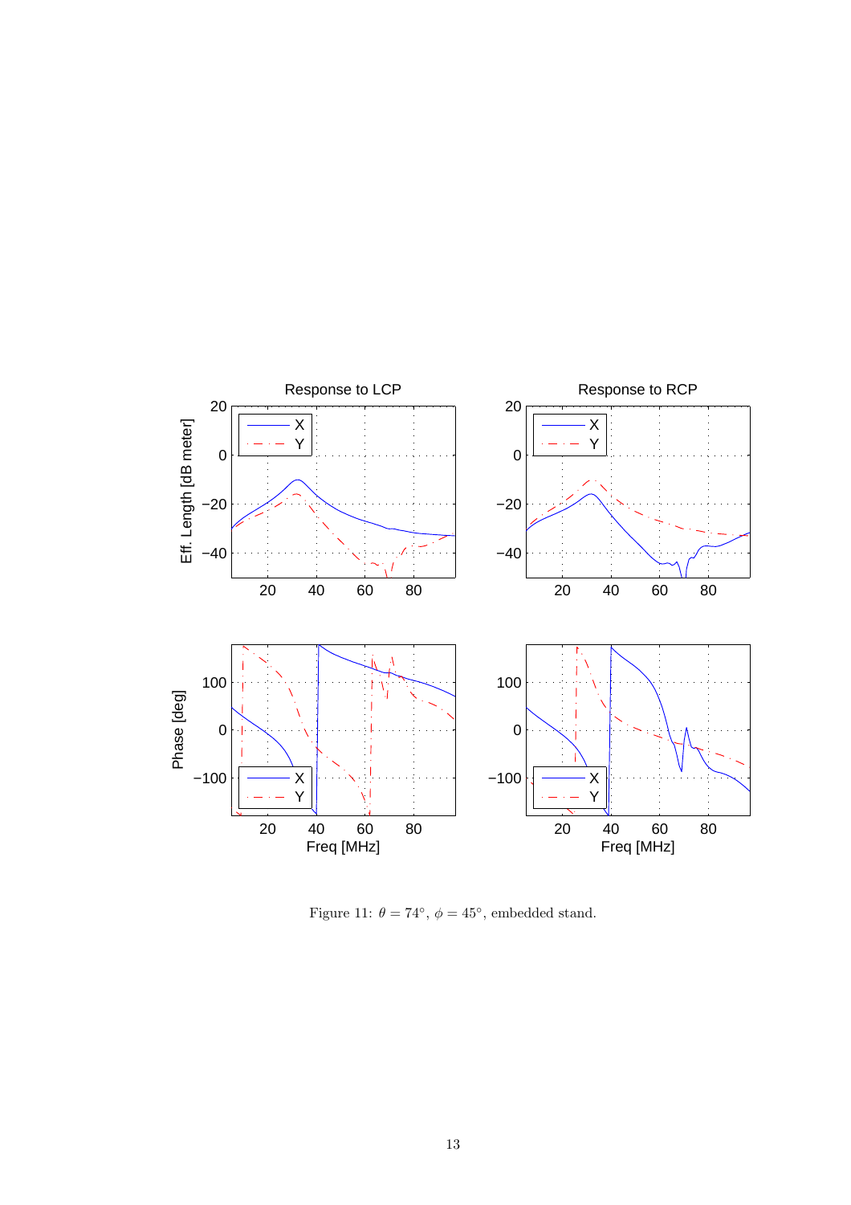Figure 11: $\theta = 74°$, $\phi = 45°$, embedded stand.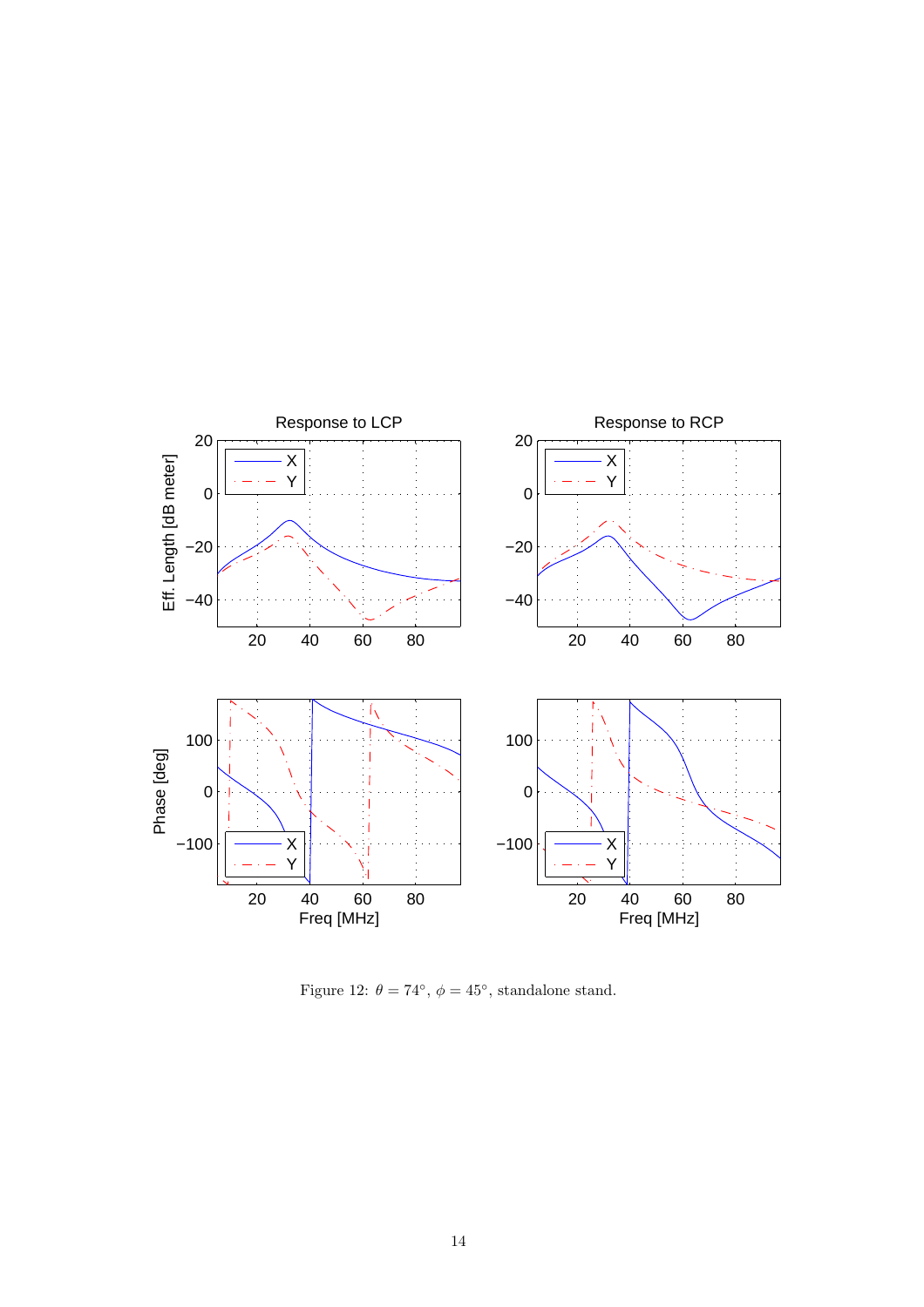Figure 12: $\theta = 74^{\circ}$, $\phi = 45^{\circ}$, standalone stand.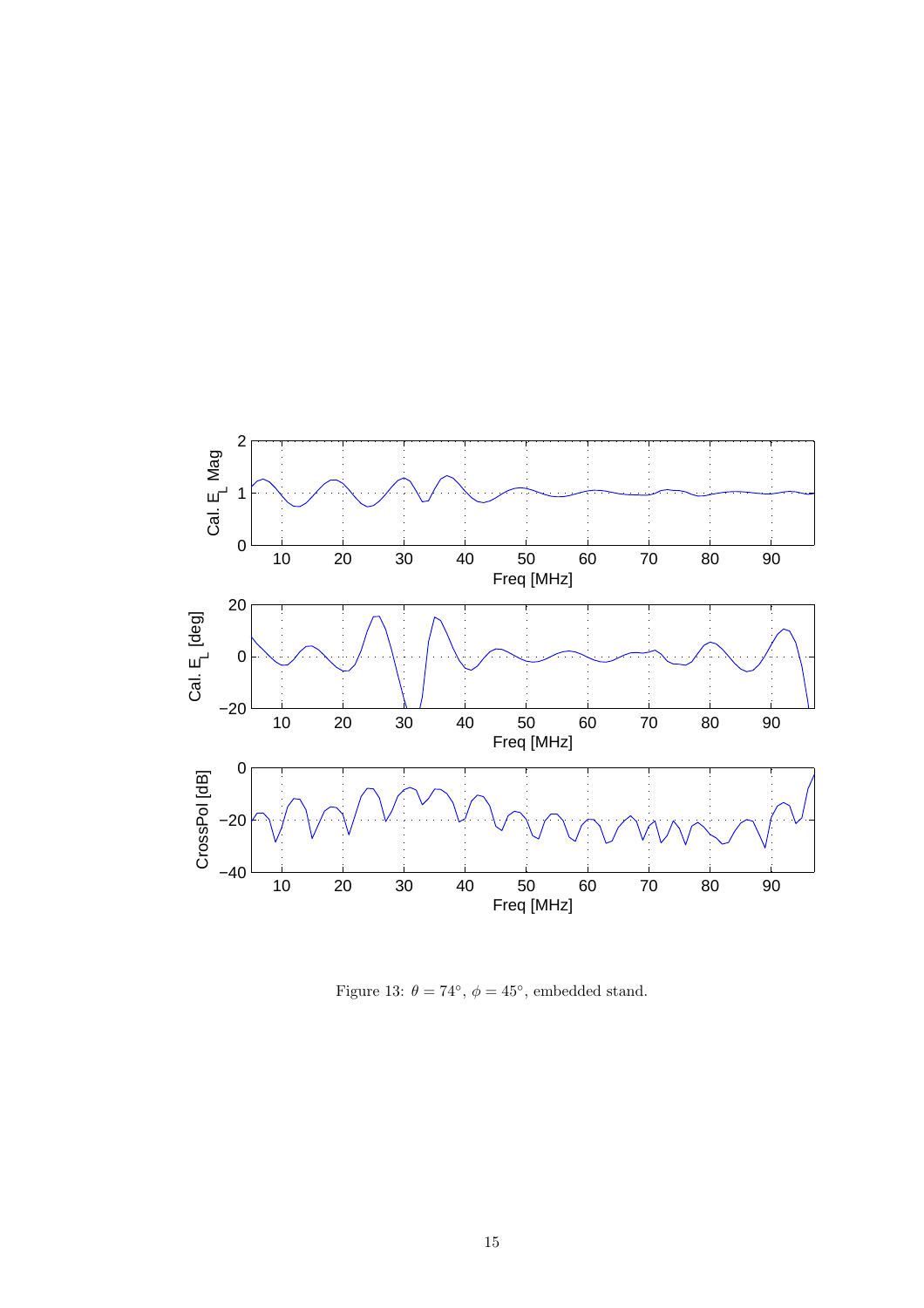Figure 13: $\theta = 74^{\circ}$, $\phi = 45^{\circ}$, embedded stand.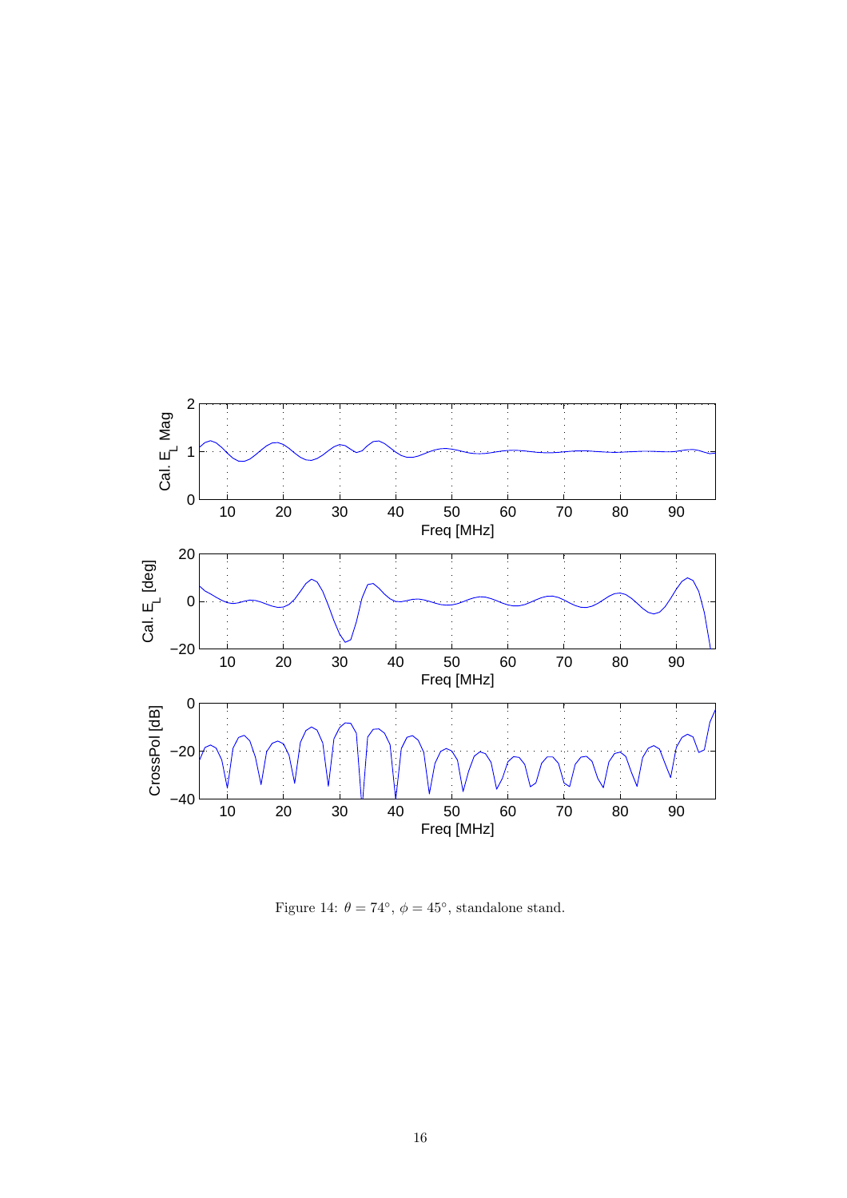Figure 14: $\theta = 74^\circ$, $\phi = 45^\circ$, standalone stand.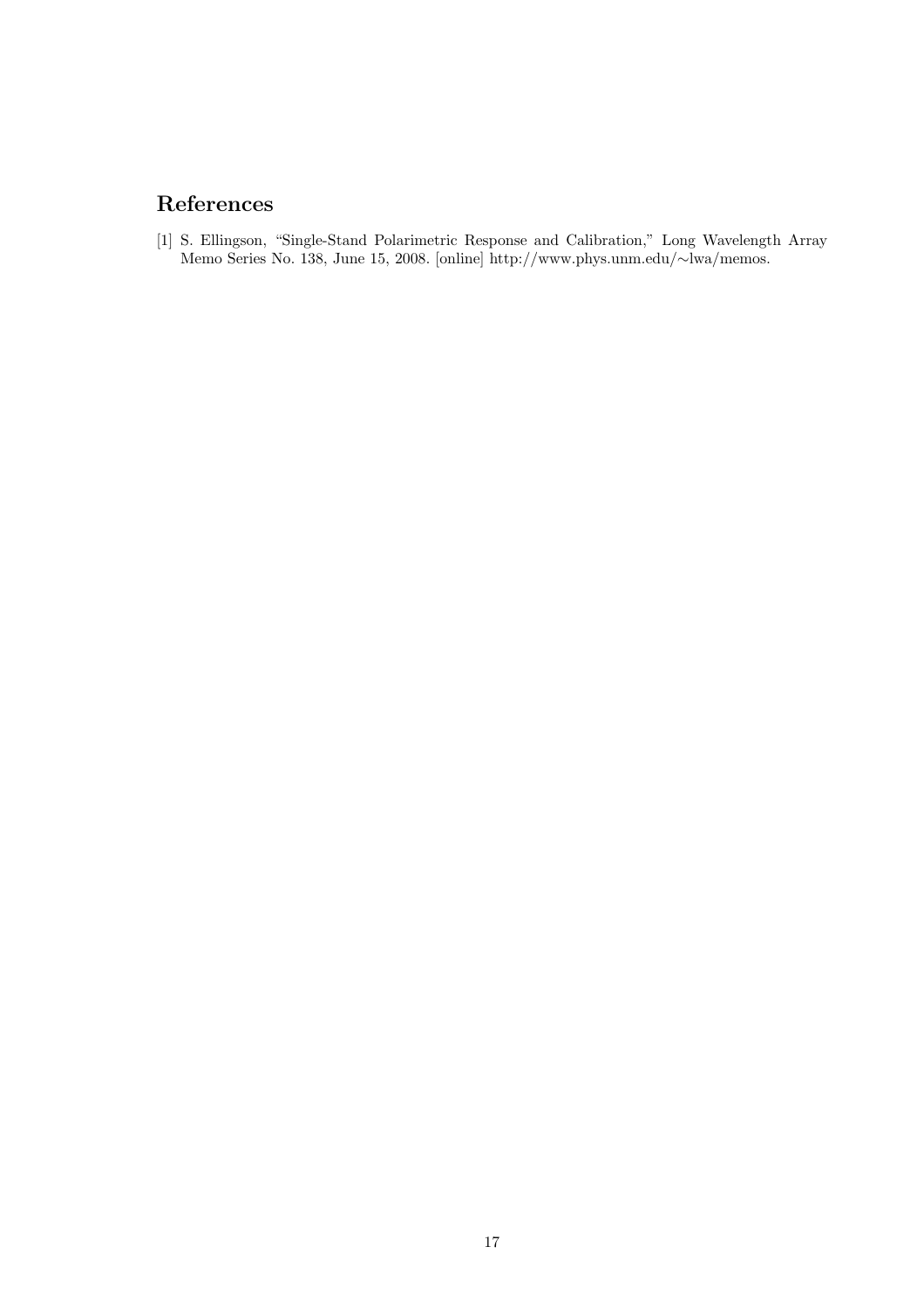## References

[1] S. Ellingson, "Single-Stand Polarimetric Response and Calibration," Long Wavelength Array Memo Series No. 138, June 15, 2008. [online] http://www.phys.unm.edu/∼lwa/memos.